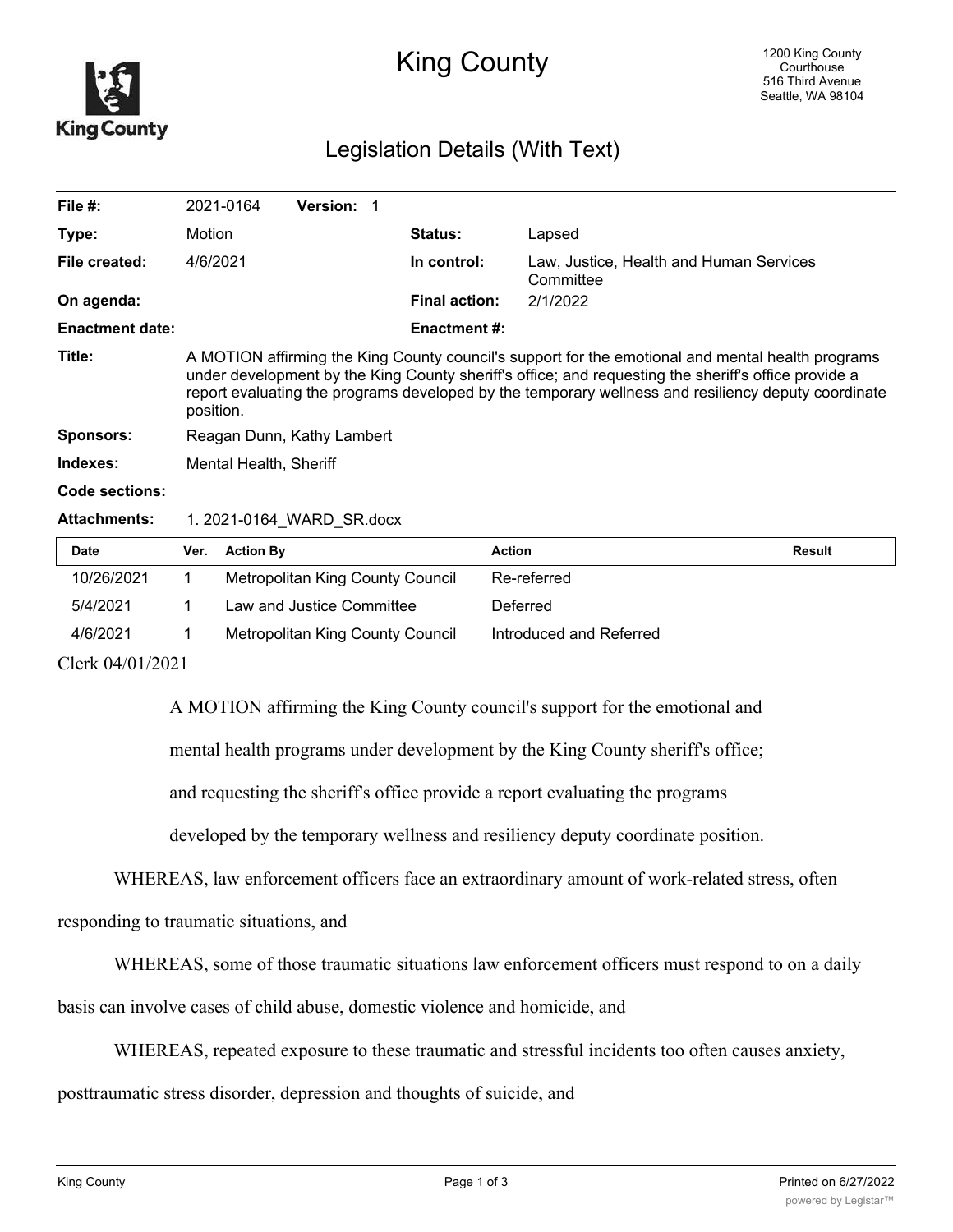# King County

1200 King County Courthouse
516 Third Avenue
Seattle, WA 98104

## Legislation Details (With Text)

| | | | |
|---|---|---|---|
| **File #:** | 2021-0164 **Version:** 1 | | |
| **Type:** | Motion | **Status:** | Lapsed |
| **File created:** | 4/6/2021 | **In control:** | Law, Justice, Health and Human Services Committee |
| **On agenda:** | | **Final action:** | 2/1/2022 |
| **Enactment date:** | | **Enactment #:** | |

**Title:** A MOTION affirming the King County council's support for the emotional and mental health programs under development by the King County sheriff's office; and requesting the sheriff's office provide a report evaluating the programs developed by the temporary wellness and resiliency deputy coordinate position.

**Sponsors:** Reagan Dunn, Kathy Lambert

**Indexes:** Mental Health, Sheriff

**Code sections:**

**Attachments:** 1. 2021-0164_WARD_SR.docx

| Date | Ver. | Action By | Action | Result |
|---|---|---|---|---|
| 10/26/2021 | 1 | Metropolitan King County Council | Re-referred | |
| 5/4/2021 | 1 | Law and Justice Committee | Deferred | |
| 4/6/2021 | 1 | Metropolitan King County Council | Introduced and Referred | |

Clerk 04/01/2021

A MOTION affirming the King County council's support for the emotional and mental health programs under development by the King County sheriff's office; and requesting the sheriff's office provide a report evaluating the programs developed by the temporary wellness and resiliency deputy coordinate position.

WHEREAS, law enforcement officers face an extraordinary amount of work-related stress, often responding to traumatic situations, and

WHEREAS, some of those traumatic situations law enforcement officers must respond to on a daily basis can involve cases of child abuse, domestic violence and homicide, and

WHEREAS, repeated exposure to these traumatic and stressful incidents too often causes anxiety, posttraumatic stress disorder, depression and thoughts of suicide, and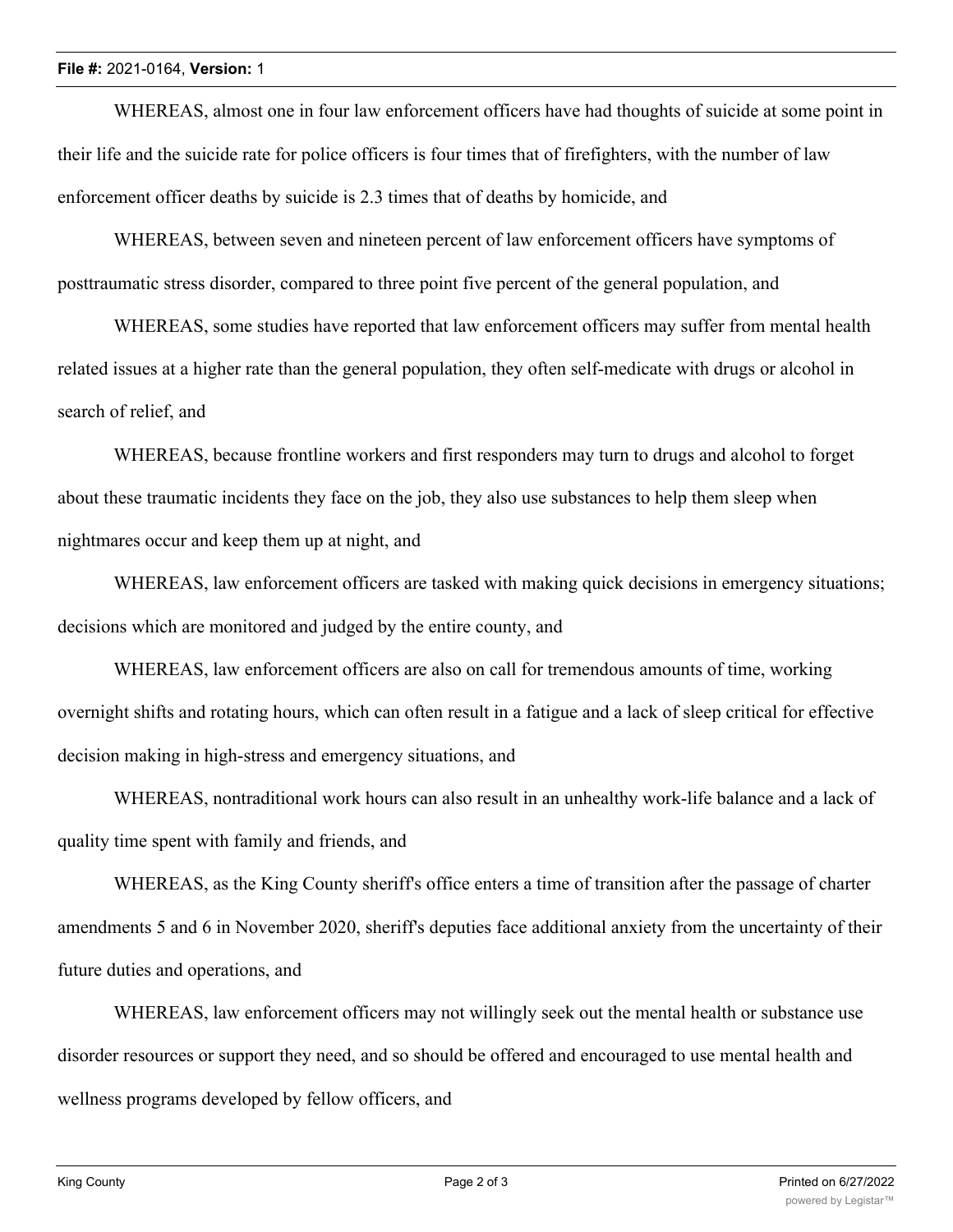WHEREAS, almost one in four law enforcement officers have had thoughts of suicide at some point in their life and the suicide rate for police officers is four times that of firefighters, with the number of law enforcement officer deaths by suicide is 2.3 times that of deaths by homicide, and

WHEREAS, between seven and nineteen percent of law enforcement officers have symptoms of posttraumatic stress disorder, compared to three point five percent of the general population, and

WHEREAS, some studies have reported that law enforcement officers may suffer from mental health related issues at a higher rate than the general population, they often self-medicate with drugs or alcohol in search of relief, and

WHEREAS, because frontline workers and first responders may turn to drugs and alcohol to forget about these traumatic incidents they face on the job, they also use substances to help them sleep when nightmares occur and keep them up at night, and

WHEREAS, law enforcement officers are tasked with making quick decisions in emergency situations; decisions which are monitored and judged by the entire county, and

WHEREAS, law enforcement officers are also on call for tremendous amounts of time, working overnight shifts and rotating hours, which can often result in a fatigue and a lack of sleep critical for effective decision making in high-stress and emergency situations, and

WHEREAS, nontraditional work hours can also result in an unhealthy work-life balance and a lack of quality time spent with family and friends, and

WHEREAS, as the King County sheriff's office enters a time of transition after the passage of charter amendments 5 and 6 in November 2020, sheriff's deputies face additional anxiety from the uncertainty of their future duties and operations, and

WHEREAS, law enforcement officers may not willingly seek out the mental health or substance use disorder resources or support they need, and so should be offered and encouraged to use mental health and wellness programs developed by fellow officers, and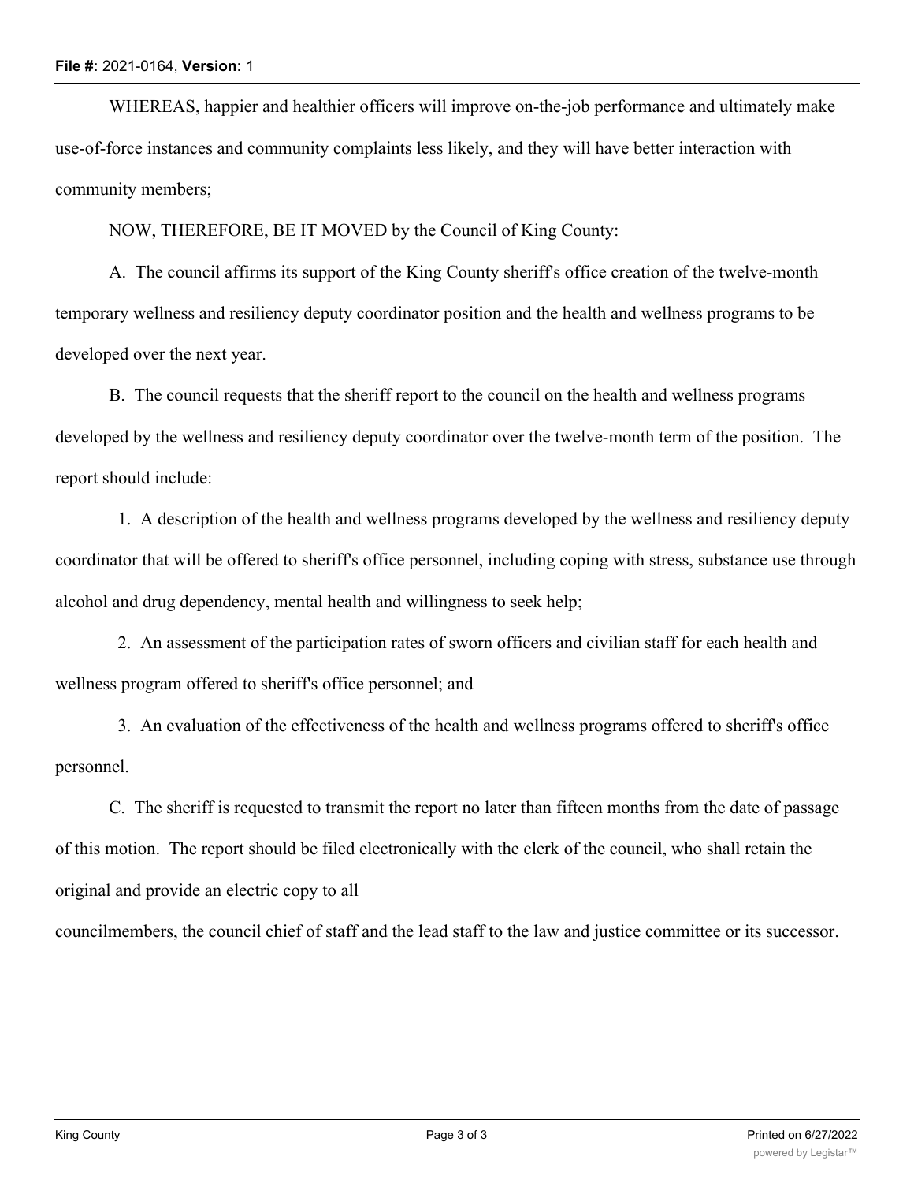WHEREAS, happier and healthier officers will improve on-the-job performance and ultimately make use-of-force instances and community complaints less likely, and they will have better interaction with community members;

NOW, THEREFORE, BE IT MOVED by the Council of King County:

A. The council affirms its support of the King County sheriff's office creation of the twelve-month temporary wellness and resiliency deputy coordinator position and the health and wellness programs to be developed over the next year.

B. The council requests that the sheriff report to the council on the health and wellness programs developed by the wellness and resiliency deputy coordinator over the twelve-month term of the position. The report should include:

1. A description of the health and wellness programs developed by the wellness and resiliency deputy coordinator that will be offered to sheriff's office personnel, including coping with stress, substance use through alcohol and drug dependency, mental health and willingness to seek help;

2. An assessment of the participation rates of sworn officers and civilian staff for each health and wellness program offered to sheriff's office personnel; and

3. An evaluation of the effectiveness of the health and wellness programs offered to sheriff's office personnel.

C. The sheriff is requested to transmit the report no later than fifteen months from the date of passage of this motion. The report should be filed electronically with the clerk of the council, who shall retain the original and provide an electric copy to all councilmembers, the council chief of staff and the lead staff to the law and justice committee or its successor.